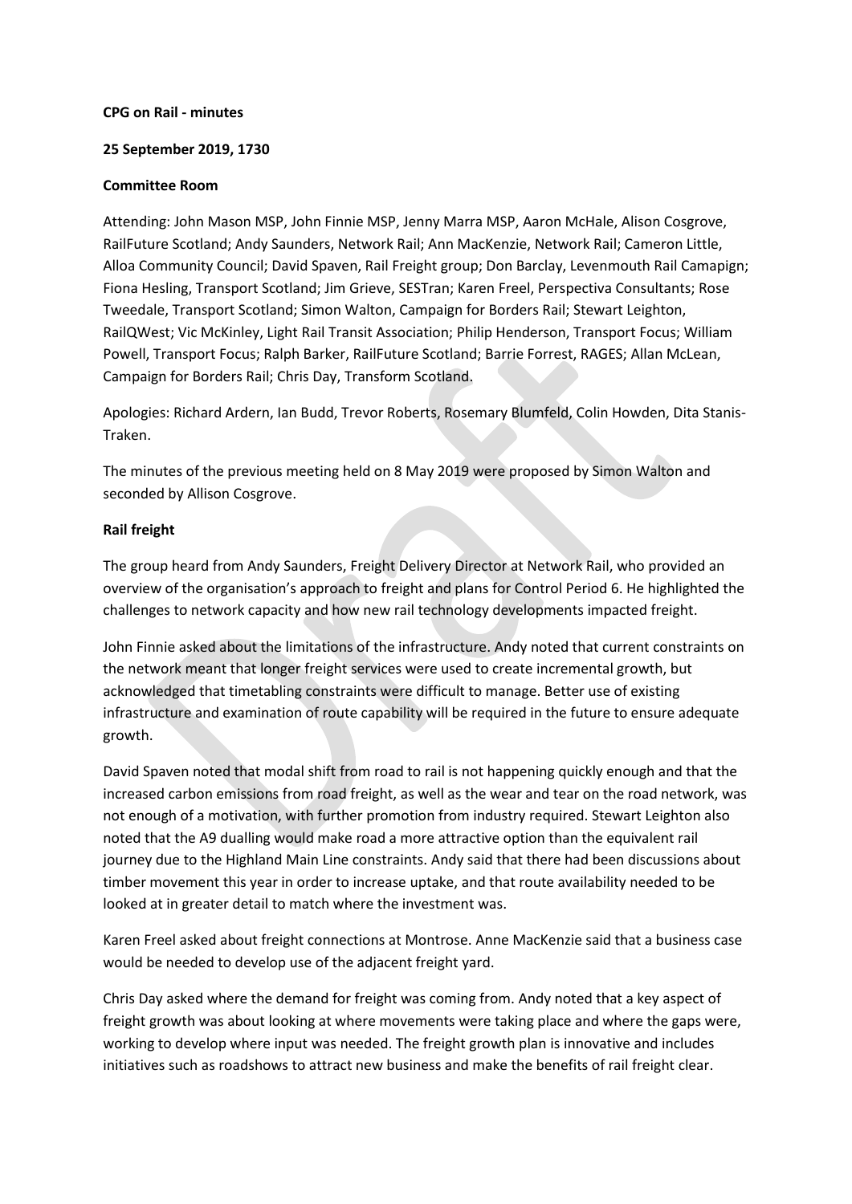**CPG on Rail - minutes**

**25 September 2019, 1730**

**Committee Room**

Attending: John Mason MSP, John Finnie MSP, Jenny Marra MSP, Aaron McHale, Alison Cosgrove, RailFuture Scotland; Andy Saunders, Network Rail; Ann MacKenzie, Network Rail; Cameron Little, Alloa Community Council; David Spaven, Rail Freight group; Don Barclay, Levenmouth Rail Camapign; Fiona Hesling, Transport Scotland; Jim Grieve, SESTran; Karen Freel, Perspectiva Consultants; Rose Tweedale, Transport Scotland; Simon Walton, Campaign for Borders Rail; Stewart Leighton, RailQWest; Vic McKinley, Light Rail Transit Association; Philip Henderson, Transport Focus; William Powell, Transport Focus; Ralph Barker, RailFuture Scotland; Barrie Forrest, RAGES; Allan McLean, Campaign for Borders Rail; Chris Day, Transform Scotland.

Apologies: Richard Ardern, Ian Budd, Trevor Roberts, Rosemary Blumfeld, Colin Howden, Dita Stanis-Traken.

The minutes of the previous meeting held on 8 May 2019 were proposed by Simon Walton and seconded by Allison Cosgrove.

**Rail freight**

The group heard from Andy Saunders, Freight Delivery Director at Network Rail, who provided an overview of the organisation's approach to freight and plans for Control Period 6. He highlighted the challenges to network capacity and how new rail technology developments impacted freight.

John Finnie asked about the limitations of the infrastructure. Andy noted that current constraints on the network meant that longer freight services were used to create incremental growth, but acknowledged that timetabling constraints were difficult to manage. Better use of existing infrastructure and examination of route capability will be required in the future to ensure adequate growth.

David Spaven noted that modal shift from road to rail is not happening quickly enough and that the increased carbon emissions from road freight, as well as the wear and tear on the road network, was not enough of a motivation, with further promotion from industry required. Stewart Leighton also noted that the A9 dualling would make road a more attractive option than the equivalent rail journey due to the Highland Main Line constraints. Andy said that there had been discussions about timber movement this year in order to increase uptake, and that route availability needed to be looked at in greater detail to match where the investment was.

Karen Freel asked about freight connections at Montrose. Anne MacKenzie said that a business case would be needed to develop use of the adjacent freight yard.

Chris Day asked where the demand for freight was coming from. Andy noted that a key aspect of freight growth was about looking at where movements were taking place and where the gaps were, working to develop where input was needed. The freight growth plan is innovative and includes initiatives such as roadshows to attract new business and make the benefits of rail freight clear.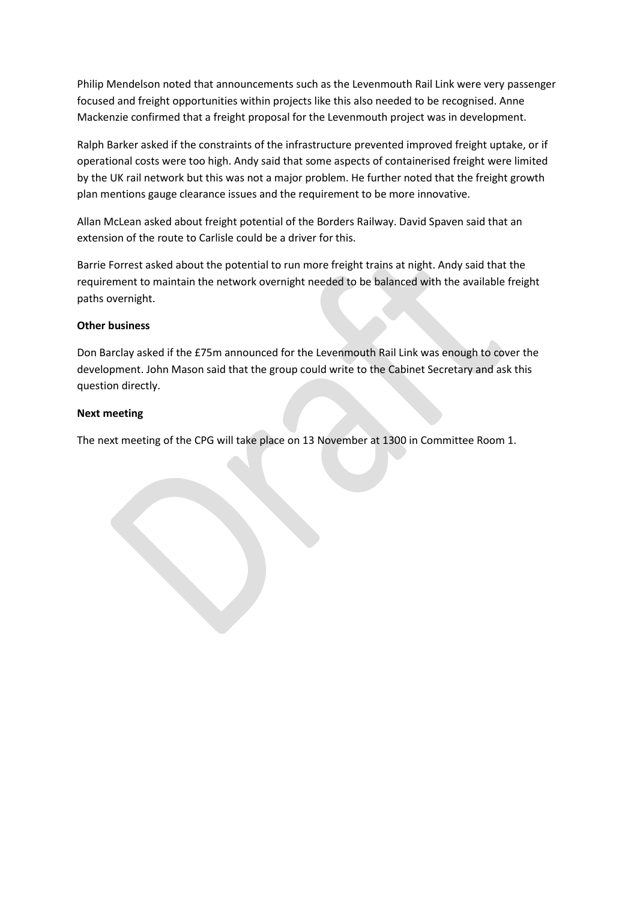Philip Mendelson noted that announcements such as the Levenmouth Rail Link were very passenger focused and freight opportunities within projects like this also needed to be recognised. Anne Mackenzie confirmed that a freight proposal for the Levenmouth project was in development.

Ralph Barker asked if the constraints of the infrastructure prevented improved freight uptake, or if operational costs were too high. Andy said that some aspects of containerised freight were limited by the UK rail network but this was not a major problem. He further noted that the freight growth plan mentions gauge clearance issues and the requirement to be more innovative.

Allan McLean asked about freight potential of the Borders Railway. David Spaven said that an extension of the route to Carlisle could be a driver for this.

Barrie Forrest asked about the potential to run more freight trains at night. Andy said that the requirement to maintain the network overnight needed to be balanced with the available freight paths overnight.

**Other business**

Don Barclay asked if the £75m announced for the Levenmouth Rail Link was enough to cover the development. John Mason said that the group could write to the Cabinet Secretary and ask this question directly.

**Next meeting**

The next meeting of the CPG will take place on 13 November at 1300 in Committee Room 1.